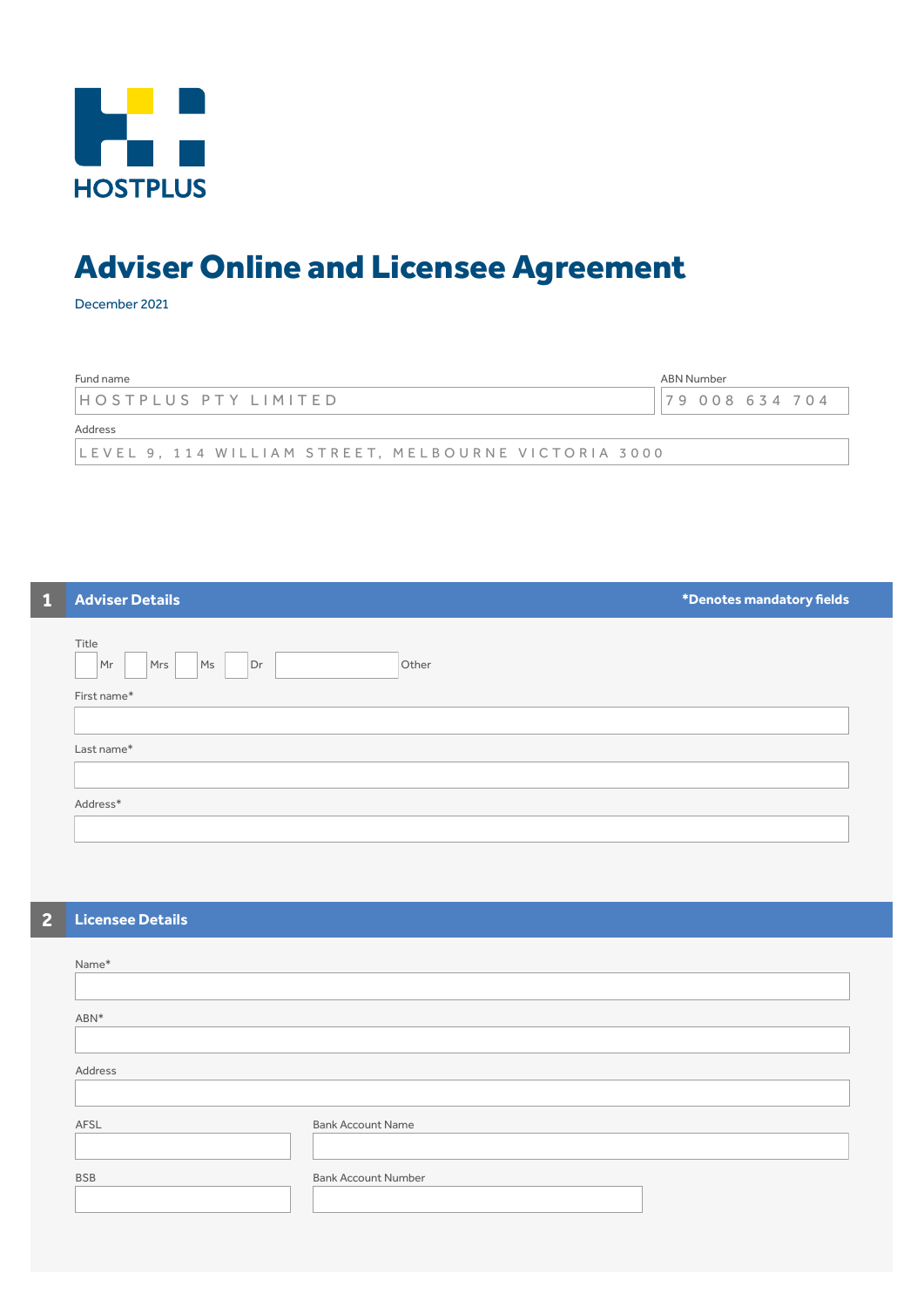HOSTPLUS

# Adviser Online and Licensee Agreement

December 2021

| Fund name | ABN Number |
|---|---|
| HOSTPLUS PTY LIMITED | 79 008 634 704 |

Address

LEVEL 9, 114 WILLIAM STREET, MELBOURNE VICTORIA 3000

## 1 Adviser Details

*Denotes mandatory fields

Title

☐ Mr ☐ Mrs ☐ Ms ☐ Dr ________ Other

First name*

Last name*

Address*

## 2 Licensee Details

Name*

ABN*

Address

| AFSL | Bank Account Name |
|---|---|
| | |

| BSB | Bank Account Number |
|---|---|
| | |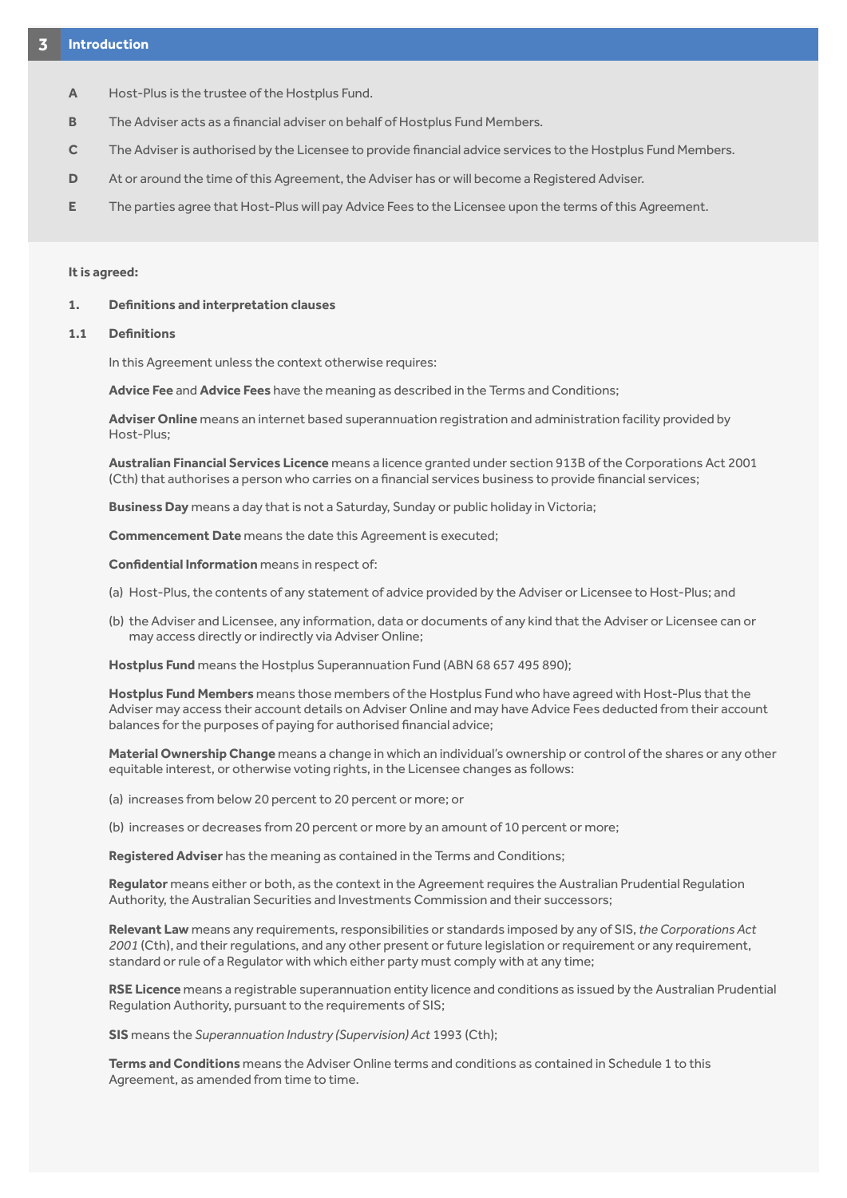## 3 Introduction

**A** Host-Plus is the trustee of the Hostplus Fund.

**B** The Adviser acts as a financial adviser on behalf of Hostplus Fund Members.

**C** The Adviser is authorised by the Licensee to provide financial advice services to the Hostplus Fund Members.

**D** At or around the time of this Agreement, the Adviser has or will become a Registered Adviser.

**E** The parties agree that Host-Plus will pay Advice Fees to the Licensee upon the terms of this Agreement.

**It is agreed:**

**1. Definitions and interpretation clauses**

**1.1 Definitions**

In this Agreement unless the context otherwise requires:

**Advice Fee** and **Advice Fees** have the meaning as described in the Terms and Conditions;

**Adviser Online** means an internet based superannuation registration and administration facility provided by Host-Plus;

**Australian Financial Services Licence** means a licence granted under section 913B of the Corporations Act 2001 (Cth) that authorises a person who carries on a financial services business to provide financial services;

**Business Day** means a day that is not a Saturday, Sunday or public holiday in Victoria;

**Commencement Date** means the date this Agreement is executed;

**Confidential Information** means in respect of:

(a) Host-Plus, the contents of any statement of advice provided by the Adviser or Licensee to Host-Plus; and

(b) the Adviser and Licensee, any information, data or documents of any kind that the Adviser or Licensee can or may access directly or indirectly via Adviser Online;

**Hostplus Fund** means the Hostplus Superannuation Fund (ABN 68 657 495 890);

**Hostplus Fund Members** means those members of the Hostplus Fund who have agreed with Host-Plus that the Adviser may access their account details on Adviser Online and may have Advice Fees deducted from their account balances for the purposes of paying for authorised financial advice;

**Material Ownership Change** means a change in which an individual's ownership or control of the shares or any other equitable interest, or otherwise voting rights, in the Licensee changes as follows:

(a) increases from below 20 percent to 20 percent or more; or

(b) increases or decreases from 20 percent or more by an amount of 10 percent or more;

**Registered Adviser** has the meaning as contained in the Terms and Conditions;

**Regulator** means either or both, as the context in the Agreement requires the Australian Prudential Regulation Authority, the Australian Securities and Investments Commission and their successors;

**Relevant Law** means any requirements, responsibilities or standards imposed by any of SIS, *the Corporations Act 2001* (Cth), and their regulations, and any other present or future legislation or requirement or any requirement, standard or rule of a Regulator with which either party must comply with at any time;

**RSE Licence** means a registrable superannuation entity licence and conditions as issued by the Australian Prudential Regulation Authority, pursuant to the requirements of SIS;

**SIS** means the *Superannuation Industry (Supervision) Act* 1993 (Cth);

**Terms and Conditions** means the Adviser Online terms and conditions as contained in Schedule 1 to this Agreement, as amended from time to time.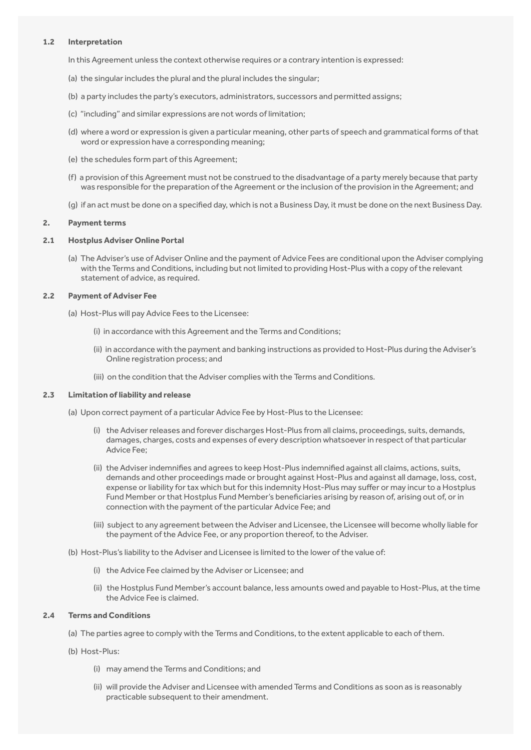### 1.2 Interpretation

In this Agreement unless the context otherwise requires or a contrary intention is expressed:

(a) the singular includes the plural and the plural includes the singular;

(b) a party includes the party's executors, administrators, successors and permitted assigns;

(c) "including" and similar expressions are not words of limitation;

(d) where a word or expression is given a particular meaning, other parts of speech and grammatical forms of that word or expression have a corresponding meaning;

(e) the schedules form part of this Agreement;

(f) a provision of this Agreement must not be construed to the disadvantage of a party merely because that party was responsible for the preparation of the Agreement or the inclusion of the provision in the Agreement; and

(g) if an act must be done on a specified day, which is not a Business Day, it must be done on the next Business Day.

## 2. Payment terms

### 2.1 Hostplus Adviser Online Portal

(a) The Adviser's use of Adviser Online and the payment of Advice Fees are conditional upon the Adviser complying with the Terms and Conditions, including but not limited to providing Host-Plus with a copy of the relevant statement of advice, as required.

### 2.2 Payment of Adviser Fee

(a) Host-Plus will pay Advice Fees to the Licensee:

(i) in accordance with this Agreement and the Terms and Conditions;

(ii) in accordance with the payment and banking instructions as provided to Host-Plus during the Adviser's Online registration process; and

(iii) on the condition that the Adviser complies with the Terms and Conditions.

### 2.3 Limitation of liability and release

(a) Upon correct payment of a particular Advice Fee by Host-Plus to the Licensee:

(i) the Adviser releases and forever discharges Host-Plus from all claims, proceedings, suits, demands, damages, charges, costs and expenses of every description whatsoever in respect of that particular Advice Fee;

(ii) the Adviser indemnifies and agrees to keep Host-Plus indemnified against all claims, actions, suits, demands and other proceedings made or brought against Host-Plus and against all damage, loss, cost, expense or liability for tax which but for this indemnity Host-Plus may suffer or may incur to a Hostplus Fund Member or that Hostplus Fund Member's beneficiaries arising by reason of, arising out of, or in connection with the payment of the particular Advice Fee; and

(iii) subject to any agreement between the Adviser and Licensee, the Licensee will become wholly liable for the payment of the Advice Fee, or any proportion thereof, to the Adviser.

(b) Host-Plus's liability to the Adviser and Licensee is limited to the lower of the value of:

(i) the Advice Fee claimed by the Adviser or Licensee; and

(ii) the Hostplus Fund Member's account balance, less amounts owed and payable to Host-Plus, at the time the Advice Fee is claimed.

### 2.4 Terms and Conditions

(a) The parties agree to comply with the Terms and Conditions, to the extent applicable to each of them.

(b) Host-Plus:

(i) may amend the Terms and Conditions; and

(ii) will provide the Adviser and Licensee with amended Terms and Conditions as soon as is reasonably practicable subsequent to their amendment.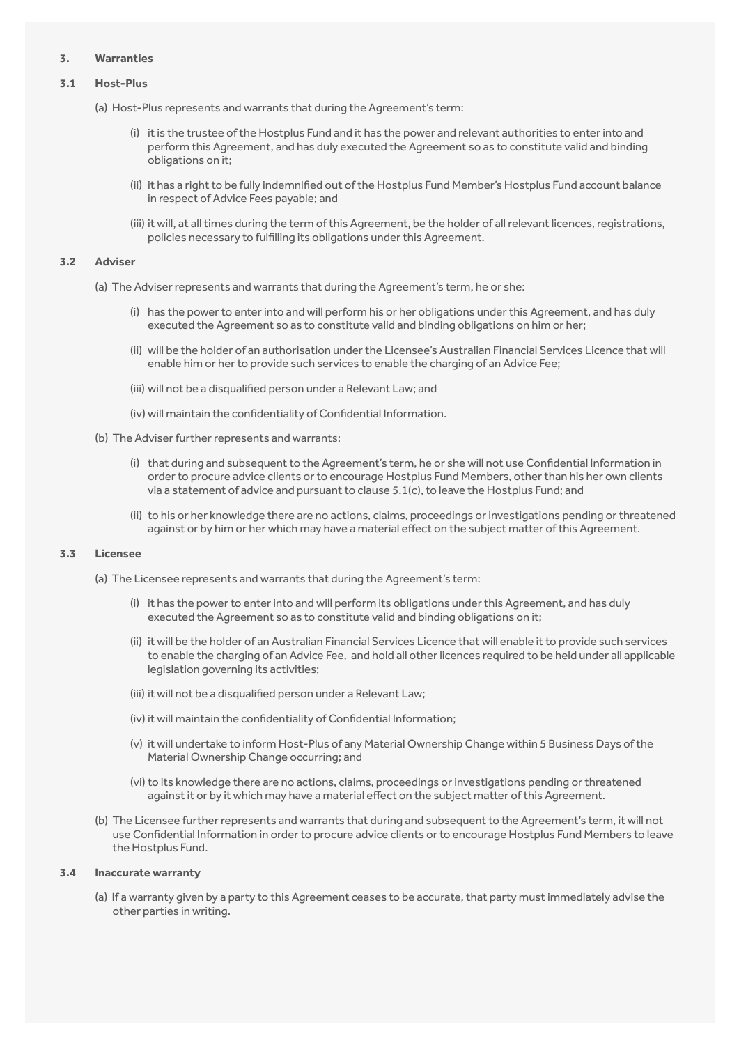## 3. Warranties

### 3.1 Host-Plus

(a) Host-Plus represents and warrants that during the Agreement's term:

(i) it is the trustee of the Hostplus Fund and it has the power and relevant authorities to enter into and perform this Agreement, and has duly executed the Agreement so as to constitute valid and binding obligations on it;

(ii) it has a right to be fully indemnified out of the Hostplus Fund Member's Hostplus Fund account balance in respect of Advice Fees payable; and

(iii) it will, at all times during the term of this Agreement, be the holder of all relevant licences, registrations, policies necessary to fulfilling its obligations under this Agreement.

### 3.2 Adviser

(a) The Adviser represents and warrants that during the Agreement's term, he or she:

(i) has the power to enter into and will perform his or her obligations under this Agreement, and has duly executed the Agreement so as to constitute valid and binding obligations on him or her;

(ii) will be the holder of an authorisation under the Licensee's Australian Financial Services Licence that will enable him or her to provide such services to enable the charging of an Advice Fee;

(iii) will not be a disqualified person under a Relevant Law; and

(iv) will maintain the confidentiality of Confidential Information.

(b) The Adviser further represents and warrants:

(i) that during and subsequent to the Agreement's term, he or she will not use Confidential Information in order to procure advice clients or to encourage Hostplus Fund Members, other than his her own clients via a statement of advice and pursuant to clause 5.1(c), to leave the Hostplus Fund; and

(ii) to his or her knowledge there are no actions, claims, proceedings or investigations pending or threatened against or by him or her which may have a material effect on the subject matter of this Agreement.

### 3.3 Licensee

(a) The Licensee represents and warrants that during the Agreement's term:

(i) it has the power to enter into and will perform its obligations under this Agreement, and has duly executed the Agreement so as to constitute valid and binding obligations on it;

(ii) it will be the holder of an Australian Financial Services Licence that will enable it to provide such services to enable the charging of an Advice Fee, and hold all other licences required to be held under all applicable legislation governing its activities;

(iii) it will not be a disqualified person under a Relevant Law;

(iv) it will maintain the confidentiality of Confidential Information;

(v) it will undertake to inform Host-Plus of any Material Ownership Change within 5 Business Days of the Material Ownership Change occurring; and

(vi) to its knowledge there are no actions, claims, proceedings or investigations pending or threatened against it or by it which may have a material effect on the subject matter of this Agreement.

(b) The Licensee further represents and warrants that during and subsequent to the Agreement's term, it will not use Confidential Information in order to procure advice clients or to encourage Hostplus Fund Members to leave the Hostplus Fund.

### 3.4 Inaccurate warranty

(a) If a warranty given by a party to this Agreement ceases to be accurate, that party must immediately advise the other parties in writing.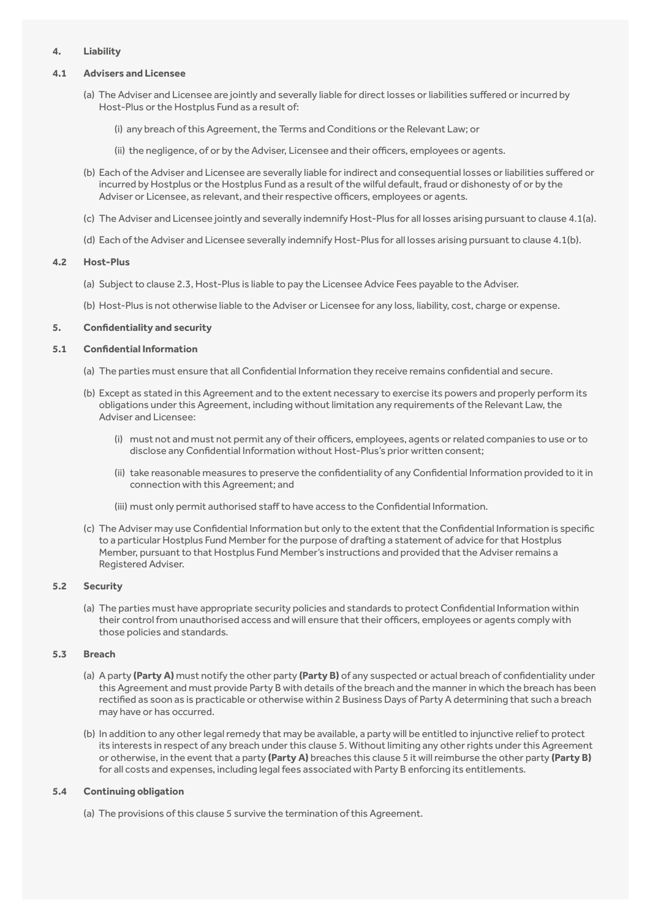## 4. Liability

### 4.1 Advisers and Licensee

(a) The Adviser and Licensee are jointly and severally liable for direct losses or liabilities suffered or incurred by Host-Plus or the Hostplus Fund as a result of:

  (i) any breach of this Agreement, the Terms and Conditions or the Relevant Law; or

  (ii) the negligence, of or by the Adviser, Licensee and their officers, employees or agents.

(b) Each of the Adviser and Licensee are severally liable for indirect and consequential losses or liabilities suffered or incurred by Hostplus or the Hostplus Fund as a result of the wilful default, fraud or dishonesty of or by the Adviser or Licensee, as relevant, and their respective officers, employees or agents.

(c) The Adviser and Licensee jointly and severally indemnify Host-Plus for all losses arising pursuant to clause 4.1(a).

(d) Each of the Adviser and Licensee severally indemnify Host-Plus for all losses arising pursuant to clause 4.1(b).

### 4.2 Host-Plus

(a) Subject to clause 2.3, Host-Plus is liable to pay the Licensee Advice Fees payable to the Adviser.

(b) Host-Plus is not otherwise liable to the Adviser or Licensee for any loss, liability, cost, charge or expense.

## 5. Confidentiality and security

### 5.1 Confidential Information

(a) The parties must ensure that all Confidential Information they receive remains confidential and secure.

(b) Except as stated in this Agreement and to the extent necessary to exercise its powers and properly perform its obligations under this Agreement, including without limitation any requirements of the Relevant Law, the Adviser and Licensee:

  (i) must not and must not permit any of their officers, employees, agents or related companies to use or to disclose any Confidential Information without Host-Plus's prior written consent;

  (ii) take reasonable measures to preserve the confidentiality of any Confidential Information provided to it in connection with this Agreement; and

  (iii) must only permit authorised staff to have access to the Confidential Information.

(c) The Adviser may use Confidential Information but only to the extent that the Confidential Information is specific to a particular Hostplus Fund Member for the purpose of drafting a statement of advice for that Hostplus Member, pursuant to that Hostplus Fund Member's instructions and provided that the Adviser remains a Registered Adviser.

### 5.2 Security

(a) The parties must have appropriate security policies and standards to protect Confidential Information within their control from unauthorised access and will ensure that their officers, employees or agents comply with those policies and standards.

### 5.3 Breach

(a) A party **(Party A)** must notify the other party **(Party B)** of any suspected or actual breach of confidentiality under this Agreement and must provide Party B with details of the breach and the manner in which the breach has been rectified as soon as is practicable or otherwise within 2 Business Days of Party A determining that such a breach may have or has occurred.

(b) In addition to any other legal remedy that may be available, a party will be entitled to injunctive relief to protect its interests in respect of any breach under this clause 5. Without limiting any other rights under this Agreement or otherwise, in the event that a party **(Party A)** breaches this clause 5 it will reimburse the other party **(Party B)** for all costs and expenses, including legal fees associated with Party B enforcing its entitlements.

### 5.4 Continuing obligation

(a) The provisions of this clause 5 survive the termination of this Agreement.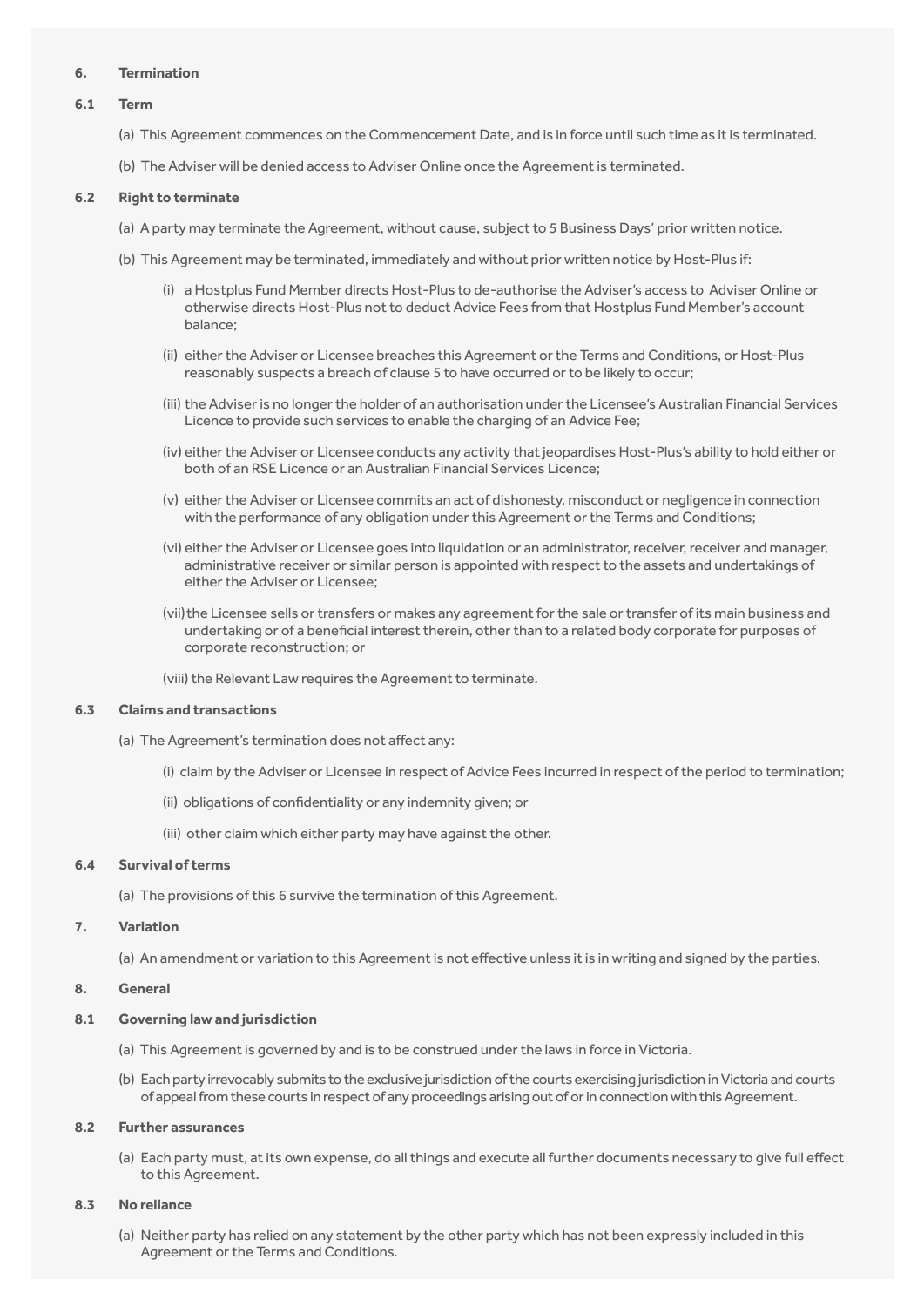## 6. Termination

### 6.1 Term

(a) This Agreement commences on the Commencement Date, and is in force until such time as it is terminated.

(b) The Adviser will be denied access to Adviser Online once the Agreement is terminated.

### 6.2 Right to terminate

(a) A party may terminate the Agreement, without cause, subject to 5 Business Days' prior written notice.

(b) This Agreement may be terminated, immediately and without prior written notice by Host-Plus if:

(i) a Hostplus Fund Member directs Host-Plus to de-authorise the Adviser's access to Adviser Online or otherwise directs Host-Plus not to deduct Advice Fees from that Hostplus Fund Member's account balance;

(ii) either the Adviser or Licensee breaches this Agreement or the Terms and Conditions, or Host-Plus reasonably suspects a breach of clause 5 to have occurred or to be likely to occur;

(iii) the Adviser is no longer the holder of an authorisation under the Licensee's Australian Financial Services Licence to provide such services to enable the charging of an Advice Fee;

(iv) either the Adviser or Licensee conducts any activity that jeopardises Host-Plus's ability to hold either or both of an RSE Licence or an Australian Financial Services Licence;

(v) either the Adviser or Licensee commits an act of dishonesty, misconduct or negligence in connection with the performance of any obligation under this Agreement or the Terms and Conditions;

(vi) either the Adviser or Licensee goes into liquidation or an administrator, receiver, receiver and manager, administrative receiver or similar person is appointed with respect to the assets and undertakings of either the Adviser or Licensee;

(vii) the Licensee sells or transfers or makes any agreement for the sale or transfer of its main business and undertaking or of a beneficial interest therein, other than to a related body corporate for purposes of corporate reconstruction; or

(viii) the Relevant Law requires the Agreement to terminate.

### 6.3 Claims and transactions

(a) The Agreement's termination does not affect any:

(i) claim by the Adviser or Licensee in respect of Advice Fees incurred in respect of the period to termination;

(ii) obligations of confidentiality or any indemnity given; or

(iii) other claim which either party may have against the other.

### 6.4 Survival of terms

(a) The provisions of this 6 survive the termination of this Agreement.

## 7. Variation

(a) An amendment or variation to this Agreement is not effective unless it is in writing and signed by the parties.

## 8. General

### 8.1 Governing law and jurisdiction

(a) This Agreement is governed by and is to be construed under the laws in force in Victoria.

(b) Each party irrevocably submits to the exclusive jurisdiction of the courts exercising jurisdiction in Victoria and courts of appeal from these courts in respect of any proceedings arising out of or in connection with this Agreement.

### 8.2 Further assurances

(a) Each party must, at its own expense, do all things and execute all further documents necessary to give full effect to this Agreement.

### 8.3 No reliance

(a) Neither party has relied on any statement by the other party which has not been expressly included in this Agreement or the Terms and Conditions.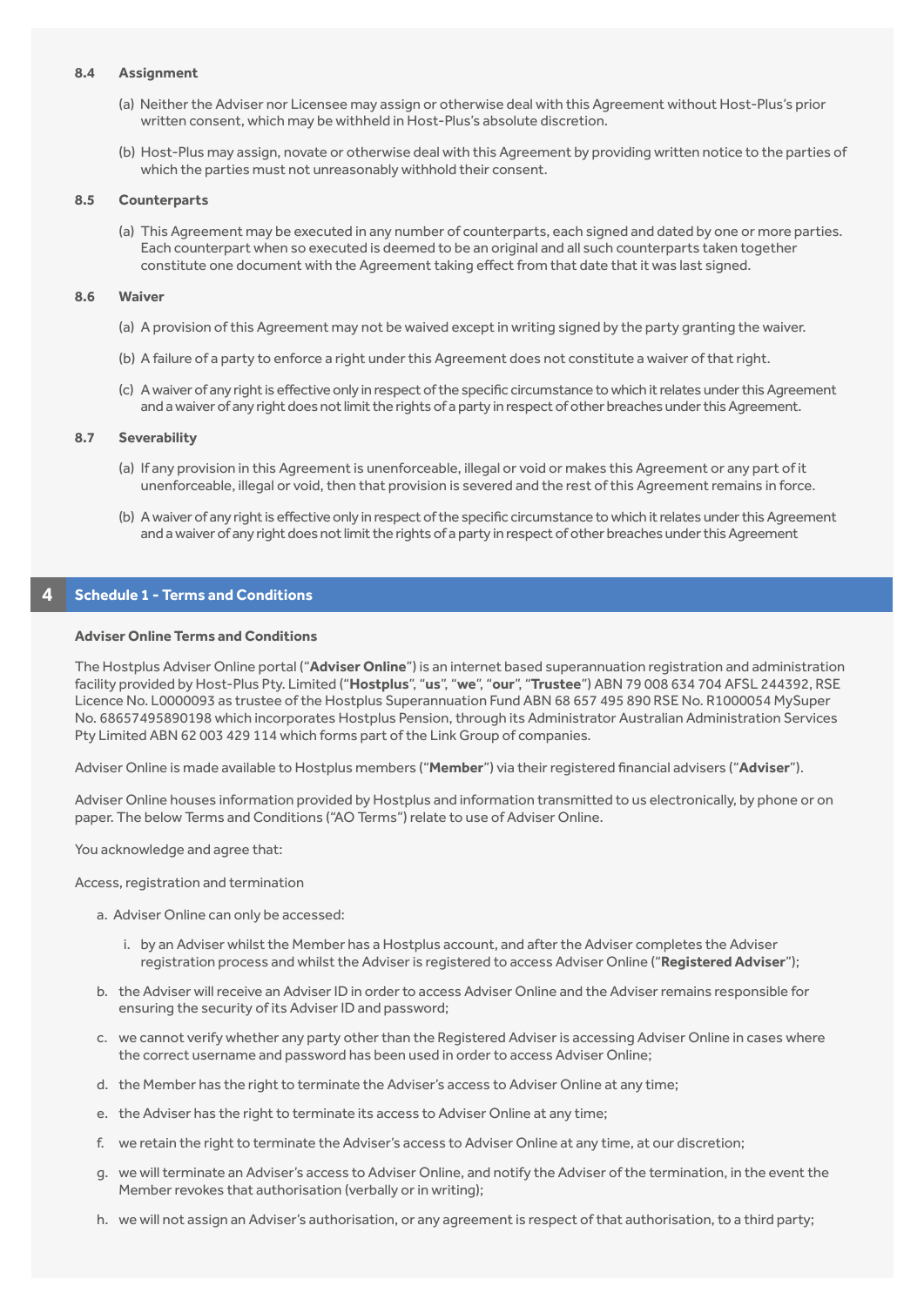### 8.4 Assignment

(a) Neither the Adviser nor Licensee may assign or otherwise deal with this Agreement without Host-Plus's prior written consent, which may be withheld in Host-Plus's absolute discretion.

(b) Host-Plus may assign, novate or otherwise deal with this Agreement by providing written notice to the parties of which the parties must not unreasonably withhold their consent.

### 8.5 Counterparts

(a) This Agreement may be executed in any number of counterparts, each signed and dated by one or more parties. Each counterpart when so executed is deemed to be an original and all such counterparts taken together constitute one document with the Agreement taking effect from that date that it was last signed.

### 8.6 Waiver

(a) A provision of this Agreement may not be waived except in writing signed by the party granting the waiver.

(b) A failure of a party to enforce a right under this Agreement does not constitute a waiver of that right.

(c) A waiver of any right is effective only in respect of the specific circumstance to which it relates under this Agreement and a waiver of any right does not limit the rights of a party in respect of other breaches under this Agreement.

### 8.7 Severability

(a) If any provision in this Agreement is unenforceable, illegal or void or makes this Agreement or any part of it unenforceable, illegal or void, then that provision is severed and the rest of this Agreement remains in force.

(b) A waiver of any right is effective only in respect of the specific circumstance to which it relates under this Agreement and a waiver of any right does not limit the rights of a party in respect of other breaches under this Agreement

## 4 Schedule 1 - Terms and Conditions

**Adviser Online Terms and Conditions**

The Hostplus Adviser Online portal ("**Adviser Online**") is an internet based superannuation registration and administration facility provided by Host-Plus Pty. Limited ("**Hostplus**", "**us**", "**we**", "**our**", "**Trustee**") ABN 79 008 634 704 AFSL 244392, RSE Licence No. L0000093 as trustee of the Hostplus Superannuation Fund ABN 68 657 495 890 RSE No. R1000054 MySuper No. 68657495890198 which incorporates Hostplus Pension, through its Administrator Australian Administration Services Pty Limited ABN 62 003 429 114 which forms part of the Link Group of companies.

Adviser Online is made available to Hostplus members ("**Member**") via their registered financial advisers ("**Adviser**").

Adviser Online houses information provided by Hostplus and information transmitted to us electronically, by phone or on paper. The below Terms and Conditions ("AO Terms") relate to use of Adviser Online.

You acknowledge and agree that:

Access, registration and termination

a. Adviser Online can only be accessed:

   i. by an Adviser whilst the Member has a Hostplus account, and after the Adviser completes the Adviser registration process and whilst the Adviser is registered to access Adviser Online ("**Registered Adviser**");

b. the Adviser will receive an Adviser ID in order to access Adviser Online and the Adviser remains responsible for ensuring the security of its Adviser ID and password;

c. we cannot verify whether any party other than the Registered Adviser is accessing Adviser Online in cases where the correct username and password has been used in order to access Adviser Online;

d. the Member has the right to terminate the Adviser's access to Adviser Online at any time;

e. the Adviser has the right to terminate its access to Adviser Online at any time;

f. we retain the right to terminate the Adviser's access to Adviser Online at any time, at our discretion;

g. we will terminate an Adviser's access to Adviser Online, and notify the Adviser of the termination, in the event the Member revokes that authorisation (verbally or in writing);

h. we will not assign an Adviser's authorisation, or any agreement is respect of that authorisation, to a third party;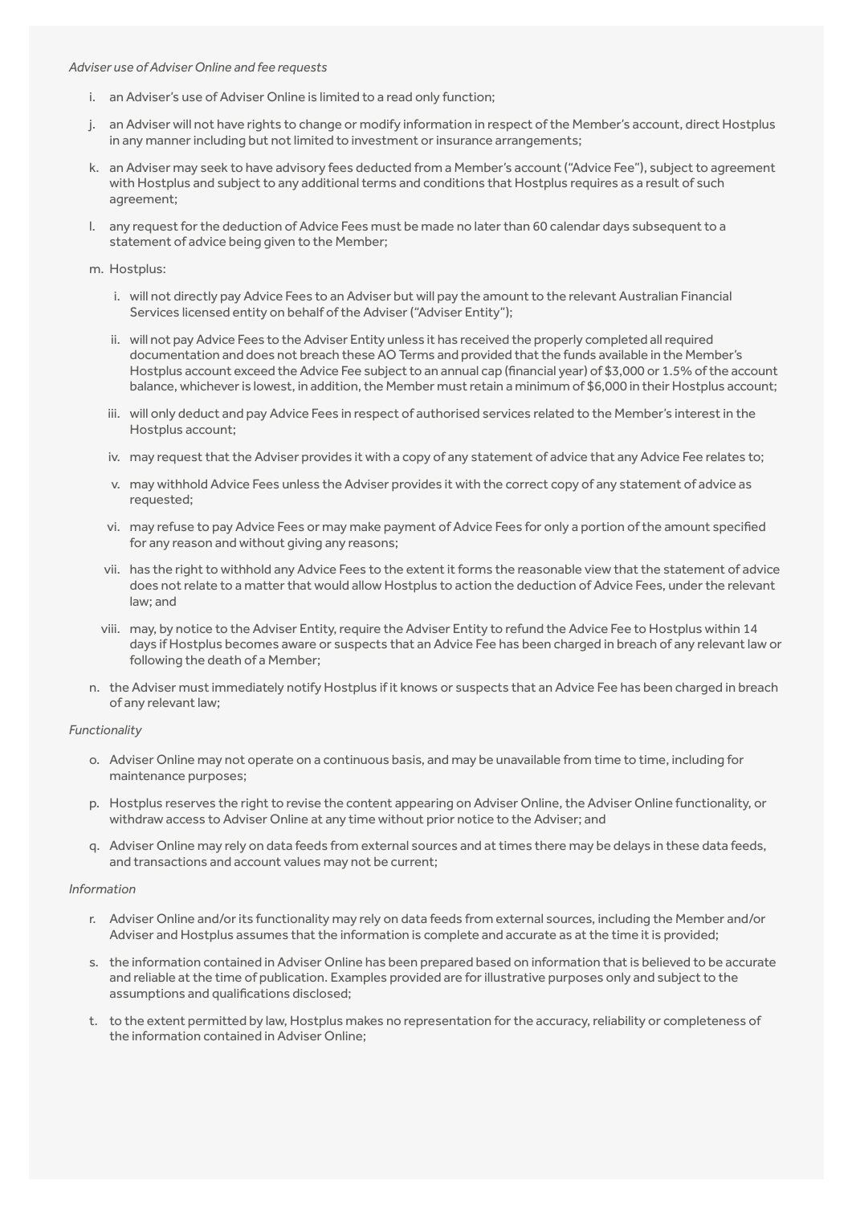*Adviser use of Adviser Online and fee requests*

i. an Adviser's use of Adviser Online is limited to a read only function;

j. an Adviser will not have rights to change or modify information in respect of the Member's account, direct Hostplus in any manner including but not limited to investment or insurance arrangements;

k. an Adviser may seek to have advisory fees deducted from a Member's account ("Advice Fee"), subject to agreement with Hostplus and subject to any additional terms and conditions that Hostplus requires as a result of such agreement;

l. any request for the deduction of Advice Fees must be made no later than 60 calendar days subsequent to a statement of advice being given to the Member;

m. Hostplus:

   i. will not directly pay Advice Fees to an Adviser but will pay the amount to the relevant Australian Financial Services licensed entity on behalf of the Adviser ("Adviser Entity");

   ii. will not pay Advice Fees to the Adviser Entity unless it has received the properly completed all required documentation and does not breach these AO Terms and provided that the funds available in the Member's Hostplus account exceed the Advice Fee subject to an annual cap (financial year) of $3,000 or 1.5% of the account balance, whichever is lowest, in addition, the Member must retain a minimum of $6,000 in their Hostplus account;

   iii. will only deduct and pay Advice Fees in respect of authorised services related to the Member's interest in the Hostplus account;

   iv. may request that the Adviser provides it with a copy of any statement of advice that any Advice Fee relates to;

   v. may withhold Advice Fees unless the Adviser provides it with the correct copy of any statement of advice as requested;

   vi. may refuse to pay Advice Fees or may make payment of Advice Fees for only a portion of the amount specified for any reason and without giving any reasons;

   vii. has the right to withhold any Advice Fees to the extent it forms the reasonable view that the statement of advice does not relate to a matter that would allow Hostplus to action the deduction of Advice Fees, under the relevant law; and

   viii. may, by notice to the Adviser Entity, require the Adviser Entity to refund the Advice Fee to Hostplus within 14 days if Hostplus becomes aware or suspects that an Advice Fee has been charged in breach of any relevant law or following the death of a Member;

n. the Adviser must immediately notify Hostplus if it knows or suspects that an Advice Fee has been charged in breach of any relevant law;

*Functionality*

o. Adviser Online may not operate on a continuous basis, and may be unavailable from time to time, including for maintenance purposes;

p. Hostplus reserves the right to revise the content appearing on Adviser Online, the Adviser Online functionality, or withdraw access to Adviser Online at any time without prior notice to the Adviser; and

q. Adviser Online may rely on data feeds from external sources and at times there may be delays in these data feeds, and transactions and account values may not be current;

*Information*

r. Adviser Online and/or its functionality may rely on data feeds from external sources, including the Member and/or Adviser and Hostplus assumes that the information is complete and accurate as at the time it is provided;

s. the information contained in Adviser Online has been prepared based on information that is believed to be accurate and reliable at the time of publication. Examples provided are for illustrative purposes only and subject to the assumptions and qualifications disclosed;

t. to the extent permitted by law, Hostplus makes no representation for the accuracy, reliability or completeness of the information contained in Adviser Online;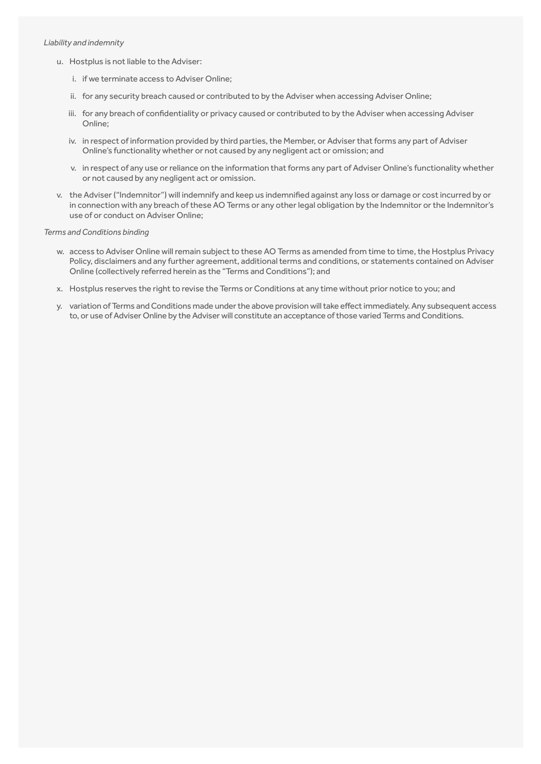*Liability and indemnity*

u. Hostplus is not liable to the Adviser:

   i. if we terminate access to Adviser Online;

   ii. for any security breach caused or contributed to by the Adviser when accessing Adviser Online;

   iii. for any breach of confidentiality or privacy caused or contributed to by the Adviser when accessing Adviser Online;

   iv. in respect of information provided by third parties, the Member, or Adviser that forms any part of Adviser Online's functionality whether or not caused by any negligent act or omission; and

   v. in respect of any use or reliance on the information that forms any part of Adviser Online's functionality whether or not caused by any negligent act or omission.

v. the Adviser ("Indemnitor") will indemnify and keep us indemnified against any loss or damage or cost incurred by or in connection with any breach of these AO Terms or any other legal obligation by the Indemnitor or the Indemnitor's use of or conduct on Adviser Online;

*Terms and Conditions binding*

w. access to Adviser Online will remain subject to these AO Terms as amended from time to time, the Hostplus Privacy Policy, disclaimers and any further agreement, additional terms and conditions, or statements contained on Adviser Online (collectively referred herein as the "Terms and Conditions"); and

x. Hostplus reserves the right to revise the Terms or Conditions at any time without prior notice to you; and

y. variation of Terms and Conditions made under the above provision will take effect immediately. Any subsequent access to, or use of Adviser Online by the Adviser will constitute an acceptance of those varied Terms and Conditions.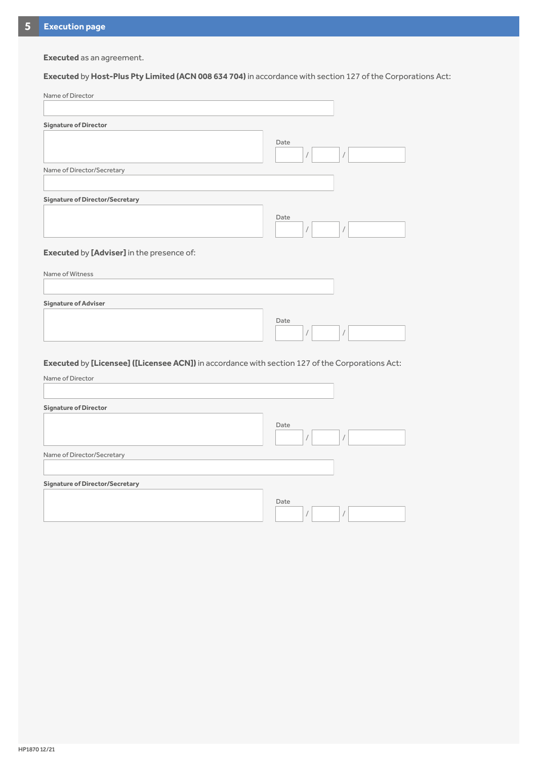## 5 Execution page

**Executed** as an agreement.

**Executed** by **Host-Plus Pty Limited (ACN 008 634 704)** in accordance with section 127 of the Corporations Act:

Name of Director

**Signature of Director**

Date / /

Name of Director/Secretary

**Signature of Director/Secretary**

Date / /

**Executed** by **[Adviser]** in the presence of:

Name of Witness

**Signature of Adviser**

Date / /

**Executed** by **[Licensee] ([Licensee ACN])** in accordance with section 127 of the Corporations Act:

Name of Director

**Signature of Director**

Date / /

Name of Director/Secretary

**Signature of Director/Secretary**

Date / /

HP1870 12/21